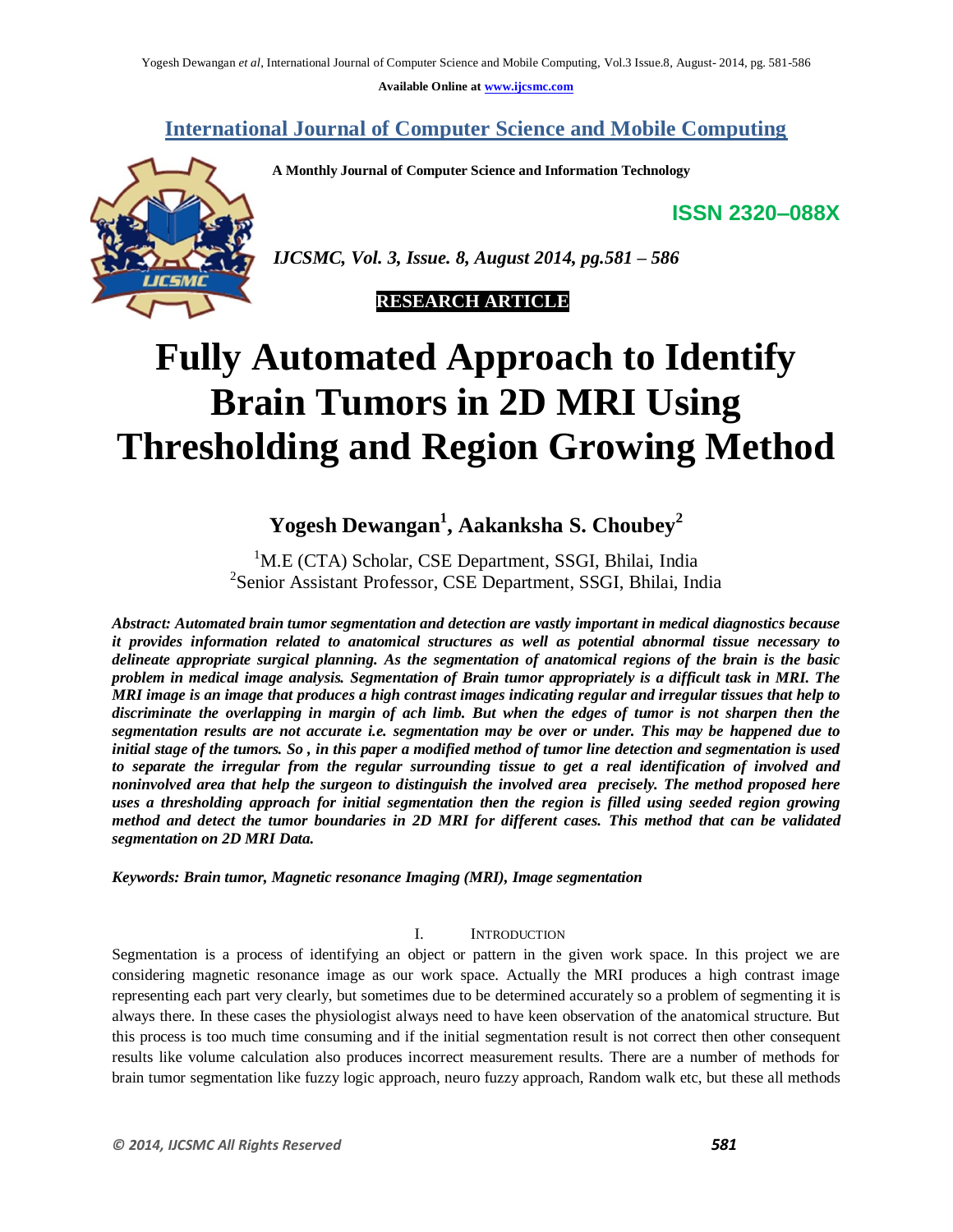Available Online at www.ijcsmc.com

# International Journal of Computer Science and Mobile Computing

**A Monthly Journal of Computer Science and Information Technology**

**ISSN 2320–088X**

*IJCSMC, Vol. 3, Issue. 8, August 2014, pg.581 – 586*

**RESEARCH ARTICLE**

# Fully Automated Approach to Identify Brain Tumors in 2D MRI Using Thresholding and Region Growing Method

**Yogesh Dewangan[1], Aakanksha S. Choubey[2]**

[1]M.E (CTA) Scholar, CSE Department, SSGI, Bhilai, India
[2]Senior Assistant Professor, CSE Department, SSGI, Bhilai, India

***Abstract: Automated brain tumor segmentation and detection are vastly important in medical diagnostics because it provides information related to anatomical structures as well as potential abnormal tissue necessary to delineate appropriate surgical planning. As the segmentation of anatomical regions of the brain is the basic problem in medical image analysis. Segmentation of Brain tumor appropriately is a difficult task in MRI. The MRI image is an image that produces a high contrast images indicating regular and irregular tissues that help to discriminate the overlapping in margin of ach limb. But when the edges of tumor is not sharpen then the segmentation results are not accurate i.e. segmentation may be over or under. This may be happened due to initial stage of the tumors. So , in this paper a modified method of tumor line detection and segmentation is used to separate the irregular from the regular surrounding tissue to get a real identification of involved and noninvolved area that help the surgeon to distinguish the involved area precisely. The method proposed here uses a thresholding approach for initial segmentation then the region is filled using seeded region growing method and detect the tumor boundaries in 2D MRI for different cases. This method that can be validated segmentation on 2D MRI Data.***

***Keywords: Brain tumor, Magnetic resonance Imaging (MRI), Image segmentation***

## I. INTRODUCTION

Segmentation is a process of identifying an object or pattern in the given work space. In this project we are considering magnetic resonance image as our work space. Actually the MRI produces a high contrast image representing each part very clearly, but sometimes due to be determined accurately so a problem of segmenting it is always there. In these cases the physiologist always need to have keen observation of the anatomical structure. But this process is too much time consuming and if the initial segmentation result is not correct then other consequent results like volume calculation also produces incorrect measurement results. There are a number of methods for brain tumor segmentation like fuzzy logic approach, neuro fuzzy approach, Random walk etc, but these all methods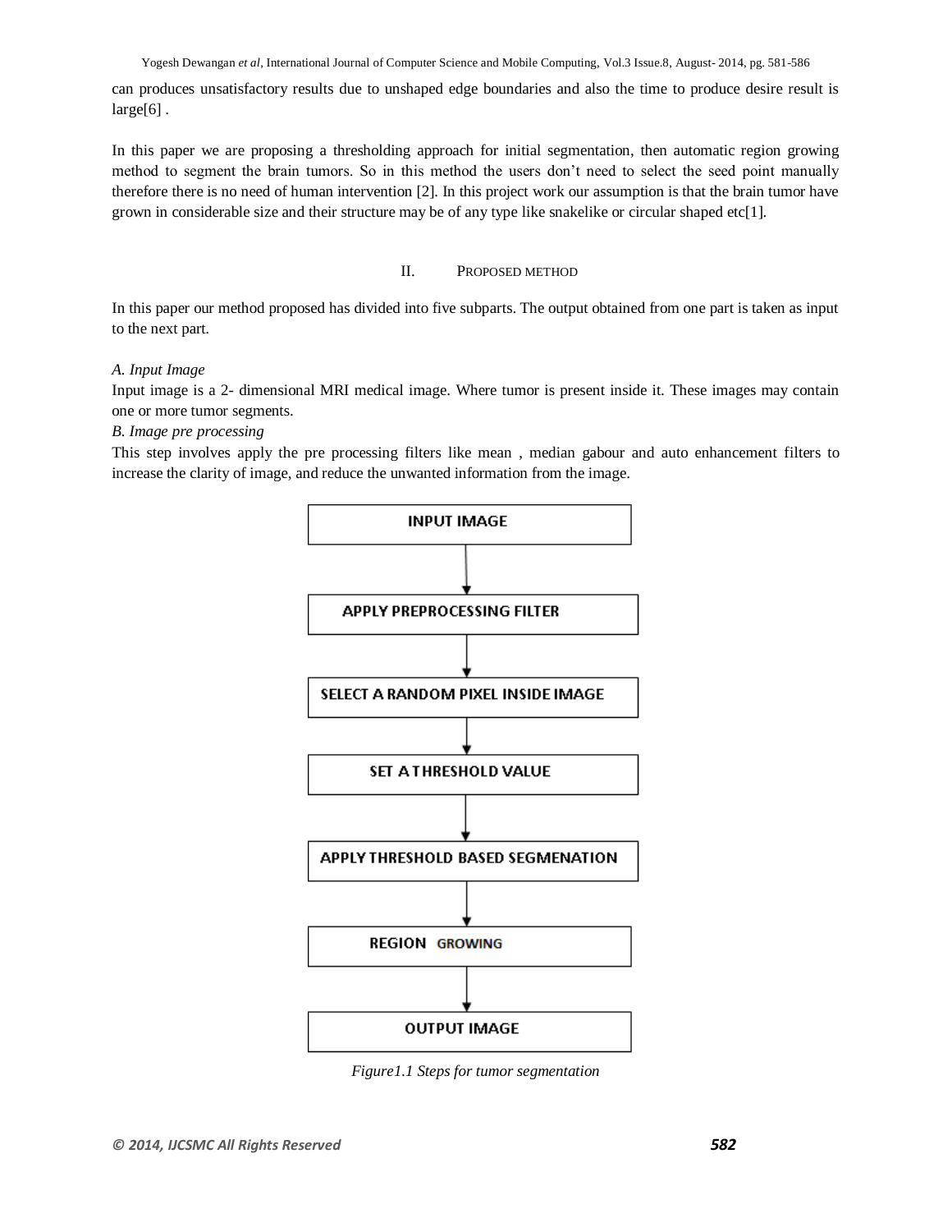can produces unsatisfactory results due to unshaped edge boundaries and also the time to produce desire result is large[6] .

In this paper we are proposing a thresholding approach for initial segmentation, then automatic region growing method to segment the brain tumors. So in this method the users don't need to select the seed point manually therefore there is no need of human intervention [2]. In this project work our assumption is that the brain tumor have grown in considerable size and their structure may be of any type like snakelike or circular shaped etc[1].

## II. PROPOSED METHOD

In this paper our method proposed has divided into five subparts. The output obtained from one part is taken as input to the next part.

*A. Input Image*

Input image is a 2- dimensional MRI medical image. Where tumor is present inside it. These images may contain one or more tumor segments.

*B. Image pre processing*

This step involves apply the pre processing filters like mean , median gabour and auto enhancement filters to increase the clarity of image, and reduce the unwanted information from the image.

INPUT IMAGE

APPLY PREPROCESSING FILTER

SELECT A RANDOM PIXEL INSIDE IMAGE

SET A THRESHOLD VALUE

APPLY THRESHOLD BASED SEGMENATION

REGION GROWING

OUTPUT IMAGE

*Figure1.1 Steps for tumor segmentation*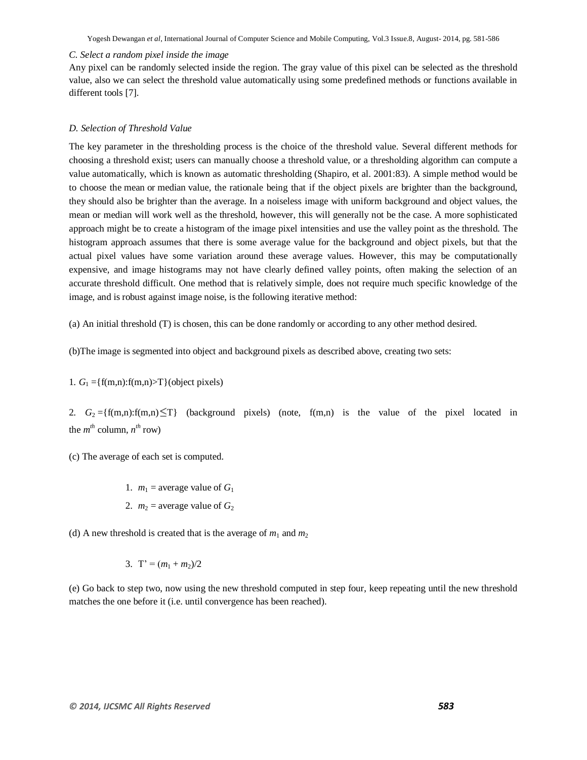*C. Select a random pixel inside the image*

Any pixel can be randomly selected inside the region. The gray value of this pixel can be selected as the threshold value, also we can select the threshold value automatically using some predefined methods or functions available in different tools [7].

*D. Selection of Threshold Value*

The key parameter in the thresholding process is the choice of the threshold value. Several different methods for choosing a threshold exist; users can manually choose a threshold value, or a thresholding algorithm can compute a value automatically, which is known as automatic thresholding (Shapiro, et al. 2001:83). A simple method would be to choose the mean or median value, the rationale being that if the object pixels are brighter than the background, they should also be brighter than the average. In a noiseless image with uniform background and object values, the mean or median will work well as the threshold, however, this will generally not be the case. A more sophisticated approach might be to create a histogram of the image pixel intensities and use the valley point as the threshold. The histogram approach assumes that there is some average value for the background and object pixels, but that the actual pixel values have some variation around these average values. However, this may be computationally expensive, and image histograms may not have clearly defined valley points, often making the selection of an accurate threshold difficult. One method that is relatively simple, does not require much specific knowledge of the image, and is robust against image noise, is the following iterative method:

(a) An initial threshold (T) is chosen, this can be done randomly or according to any other method desired.

(b)The image is segmented into object and background pixels as described above, creating two sets:

1. $G_1 = \{f(m,n):f(m,n)>T\}$(object pixels)

2. $G_2 = \{f(m,n):f(m,n) \leq T\}$ (background pixels) (note, f(m,n) is the value of the pixel located in the $m^{th}$ column, $n^{th}$ row)

(c) The average of each set is computed.

1. $m_1$ = average value of $G_1$
2. $m_2$ = average value of $G_2$

(d) A new threshold is created that is the average of $m_1$ and $m_2$

3. $T' = (m_1 + m_2)/2$

(e) Go back to step two, now using the new threshold computed in step four, keep repeating until the new threshold matches the one before it (i.e. until convergence has been reached).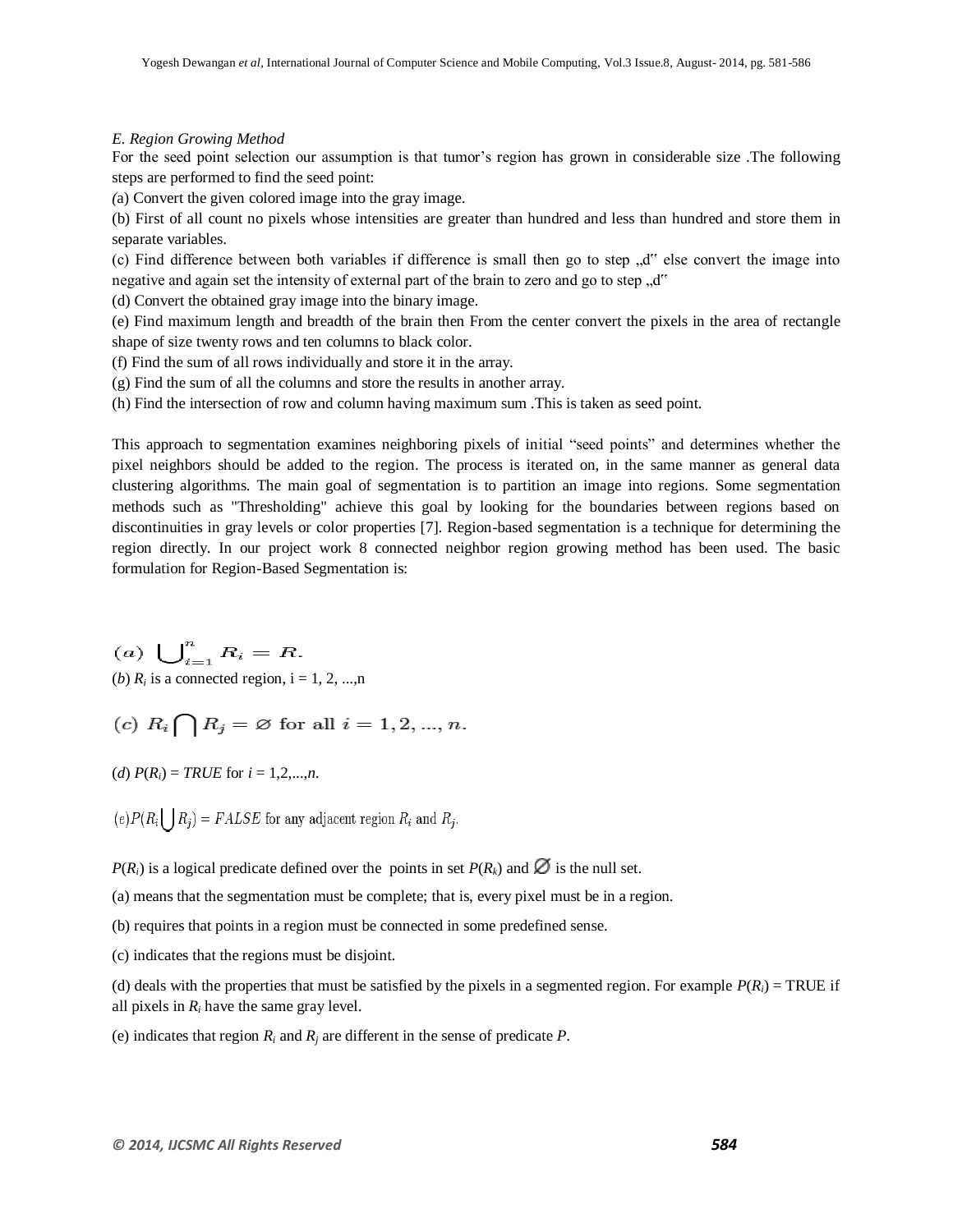*E. Region Growing Method*

For the seed point selection our assumption is that tumor's region has grown in considerable size .The following steps are performed to find the seed point:

(a) Convert the given colored image into the gray image.

(b) First of all count no pixels whose intensities are greater than hundred and less than hundred and store them in separate variables.

(c) Find difference between both variables if difference is small then go to step „d" else convert the image into negative and again set the intensity of external part of the brain to zero and go to step „d"

(d) Convert the obtained gray image into the binary image.

(e) Find maximum length and breadth of the brain then From the center convert the pixels in the area of rectangle shape of size twenty rows and ten columns to black color.

(f) Find the sum of all rows individually and store it in the array.

(g) Find the sum of all the columns and store the results in another array.

(h) Find the intersection of row and column having maximum sum .This is taken as seed point.

This approach to segmentation examines neighboring pixels of initial "seed points" and determines whether the pixel neighbors should be added to the region. The process is iterated on, in the same manner as general data clustering algorithms. The main goal of segmentation is to partition an image into regions. Some segmentation methods such as "Thresholding" achieve this goal by looking for the boundaries between regions based on discontinuities in gray levels or color properties [7]. Region-based segmentation is a technique for determining the region directly. In our project work 8 connected neighbor region growing method has been used. The basic formulation for Region-Based Segmentation is:

$$(a)\ \bigcup_{i=1}^{n} R_i = R.$$

(*b*) $R_i$ is a connected region, i = 1, 2, ...,n

$$(c)\ R_i \bigcap R_j = \varnothing \text{ for all } i = 1, 2, ..., n.$$

(*d*) $P(R_i) = TRUE$ for $i = 1,2,...,n$.

$$(e) P(R_i \bigcup R_j) = FALSE \text{ for any adjacent region } R_i \text{ and } R_j.$$

$P(R_i)$ is a logical predicate defined over the points in set $P(R_k)$ and $\varnothing$ is the null set.

(a) means that the segmentation must be complete; that is, every pixel must be in a region.

(b) requires that points in a region must be connected in some predefined sense.

(c) indicates that the regions must be disjoint.

(d) deals with the properties that must be satisfied by the pixels in a segmented region. For example $P(R_i)$ = TRUE if all pixels in $R_i$ have the same gray level.

(e) indicates that region $R_i$ and $R_j$ are different in the sense of predicate *P*.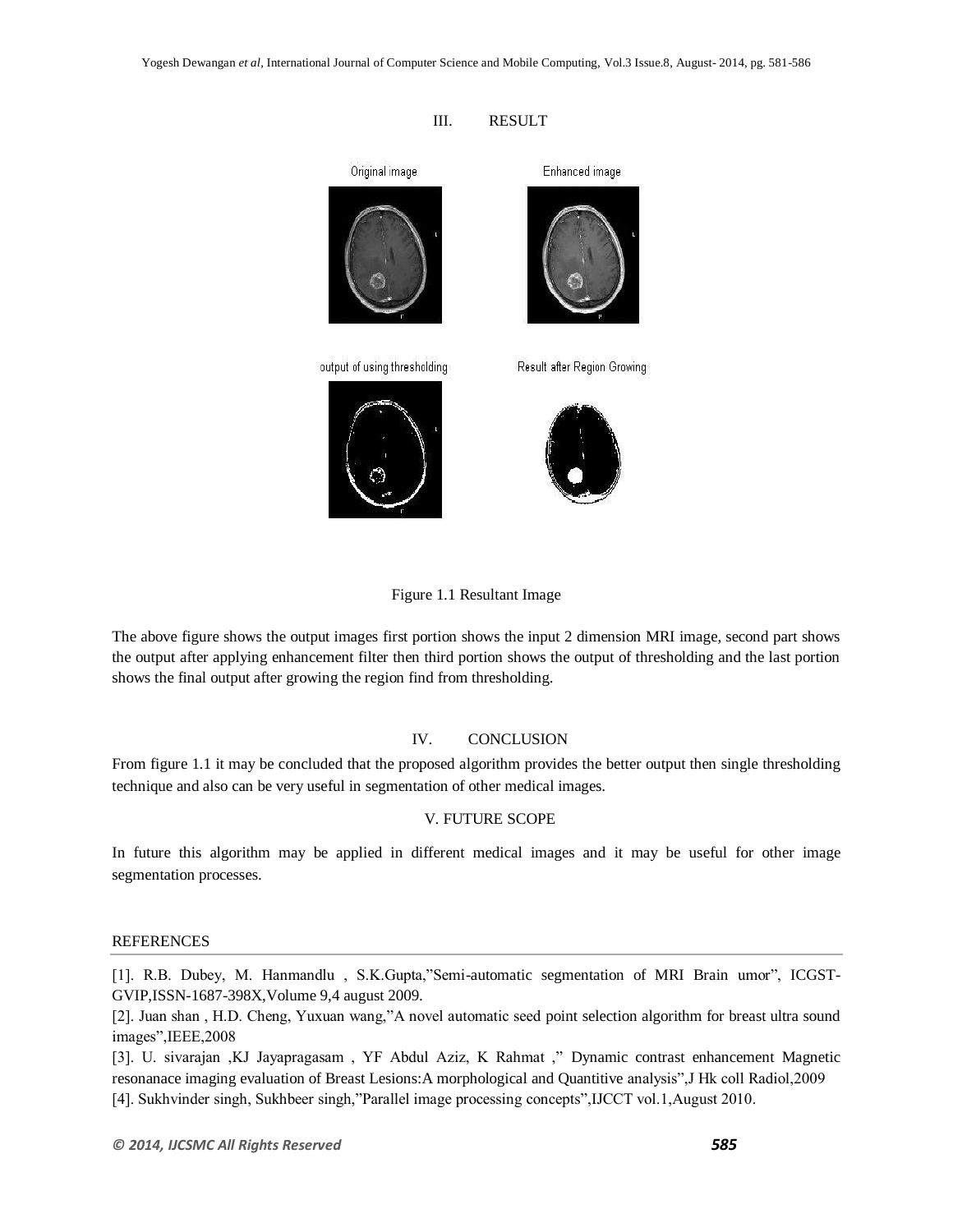## III. RESULT

Original image

Enhanced image

output of using thresholding

Result after Region Growing

Figure 1.1 Resultant Image

The above figure shows the output images first portion shows the input 2 dimension MRI image, second part shows the output after applying enhancement filter then third portion shows the output of thresholding and the last portion shows the final output after growing the region find from thresholding.

## IV. CONCLUSION

From figure 1.1 it may be concluded that the proposed algorithm provides the better output then single thresholding technique and also can be very useful in segmentation of other medical images.

## V. FUTURE SCOPE

In future this algorithm may be applied in different medical images and it may be useful for other image segmentation processes.

## REFERENCES

[1]. R.B. Dubey, M. Hanmandlu , S.K.Gupta,"Semi-automatic segmentation of MRI Brain umor", ICGST-GVIP,ISSN-1687-398X,Volume 9,4 august 2009.

[2]. Juan shan , H.D. Cheng, Yuxuan wang,"A novel automatic seed point selection algorithm for breast ultra sound images",IEEE,2008

[3]. U. sivarajan ,KJ Jayapragasam , YF Abdul Aziz, K Rahmat ," Dynamic contrast enhancement Magnetic resonanace imaging evaluation of Breast Lesions:A morphological and Quantitive analysis",J Hk coll Radiol,2009

[4]. Sukhvinder singh, Sukhbeer singh,"Parallel image processing concepts",IJCCT vol.1,August 2010.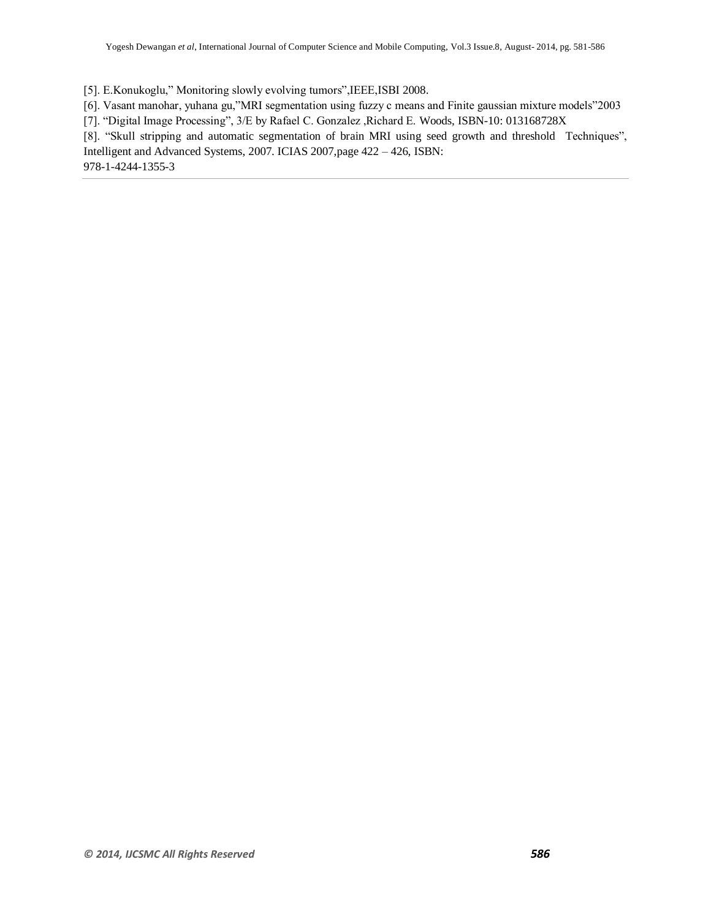[5]. E.Konukoglu," Monitoring slowly evolving tumors",IEEE,ISBI 2008.

[6]. Vasant manohar, yuhana gu,"MRI segmentation using fuzzy c means and Finite gaussian mixture models"2003

[7]. "Digital Image Processing", 3/E by Rafael C. Gonzalez ,Richard E. Woods, ISBN-10: 013168728X

[8]. "Skull stripping and automatic segmentation of brain MRI using seed growth and threshold Techniques", Intelligent and Advanced Systems, 2007. ICIAS 2007,page 422 – 426, ISBN: 978-1-4244-1355-3